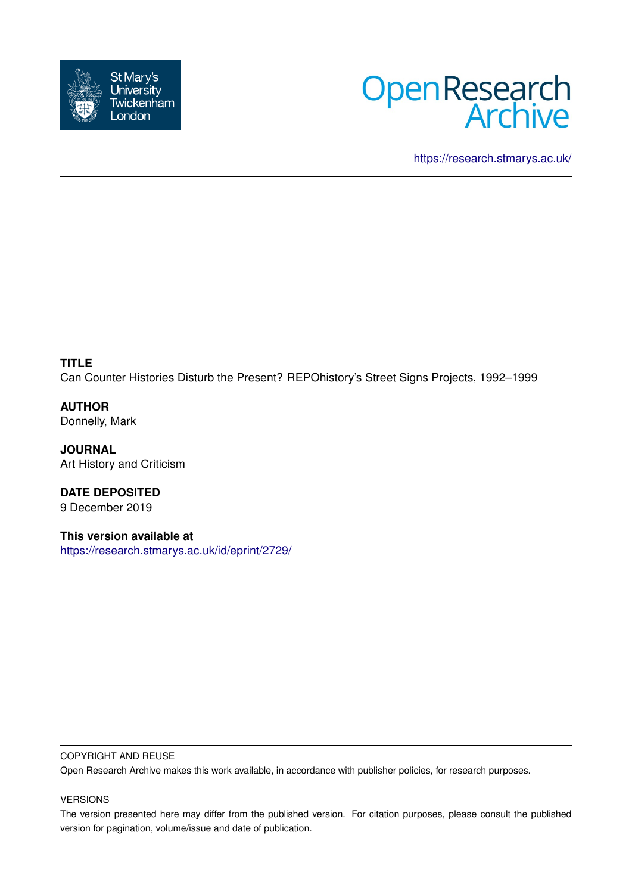St Mary's University Twickenham London

Open Research Archive

https://research.stmarys.ac.uk/

**TITLE**
Can Counter Histories Disturb the Present? REPOhistory's Street Signs Projects, 1992–1999

**AUTHOR**
Donnelly, Mark

**JOURNAL**
Art History and Criticism

**DATE DEPOSITED**
9 December 2019

**This version available at**
https://research.stmarys.ac.uk/id/eprint/2729/

COPYRIGHT AND REUSE

Open Research Archive makes this work available, in accordance with publisher policies, for research purposes.

VERSIONS

The version presented here may differ from the published version. For citation purposes, please consult the published version for pagination, volume/issue and date of publication.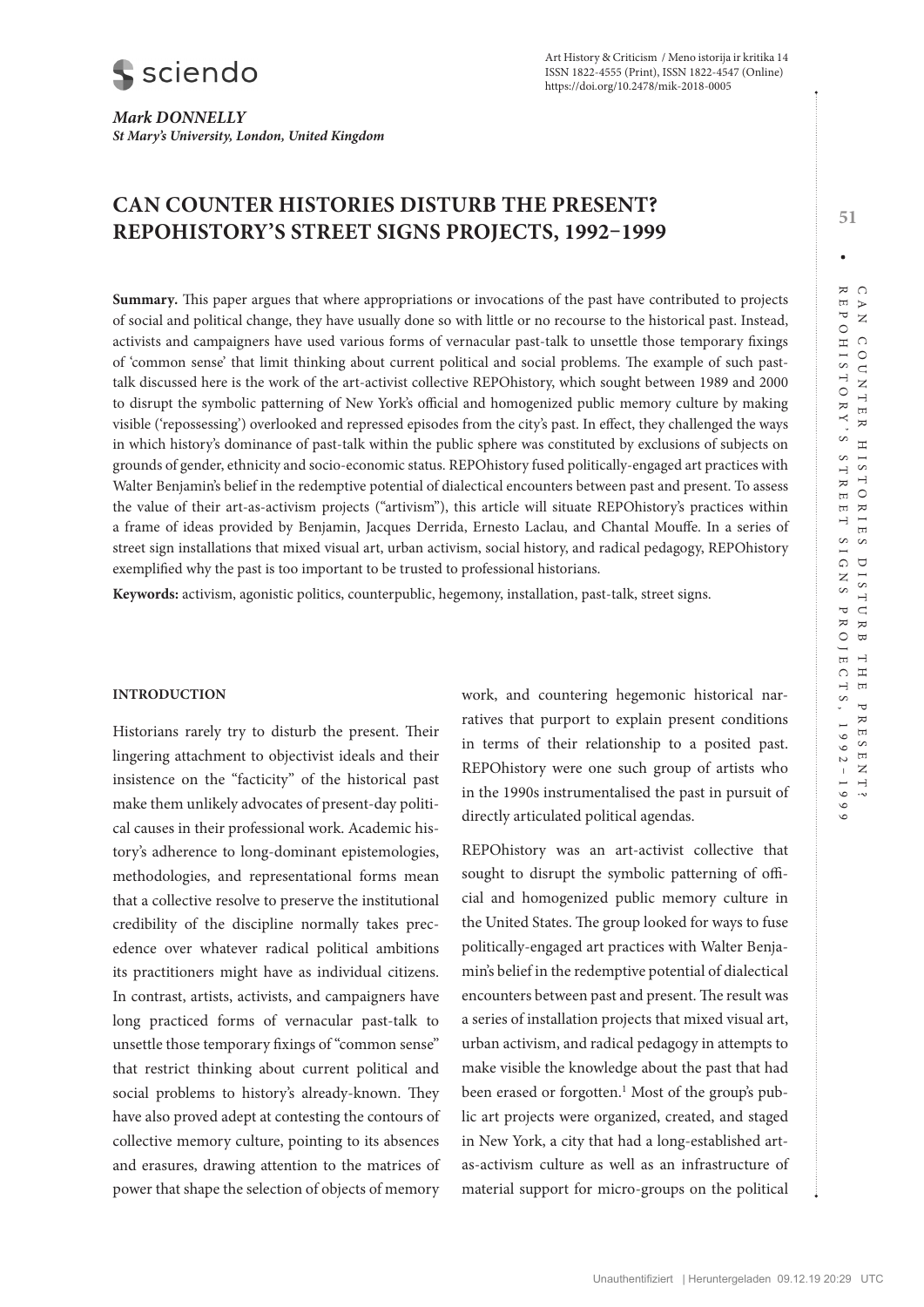**Mark DONNELLY**
***St Mary's University, London, United Kingdom***

# CAN COUNTER HISTORIES DISTURB THE PRESENT? REPOHISTORY'S STREET SIGNS PROJECTS, 1992–1999

**Summary.** This paper argues that where appropriations or invocations of the past have contributed to projects of social and political change, they have usually done so with little or no recourse to the historical past. Instead, activists and campaigners have used various forms of vernacular past-talk to unsettle those temporary fixings of 'common sense' that limit thinking about current political and social problems. The example of such past-talk discussed here is the work of the art-activist collective REPOhistory, which sought between 1989 and 2000 to disrupt the symbolic patterning of New York's official and homogenized public memory culture by making visible ('repossessing') overlooked and repressed episodes from the city's past. In effect, they challenged the ways in which history's dominance of past-talk within the public sphere was constituted by exclusions of subjects on grounds of gender, ethnicity and socio-economic status. REPOhistory fused politically-engaged art practices with Walter Benjamin's belief in the redemptive potential of dialectical encounters between past and present. To assess the value of their art-as-activism projects ("artivism"), this article will situate REPOhistory's practices within a frame of ideas provided by Benjamin, Jacques Derrida, Ernesto Laclau, and Chantal Mouffe. In a series of street sign installations that mixed visual art, urban activism, social history, and radical pedagogy, REPOhistory exemplified why the past is too important to be trusted to professional historians.

**Keywords:** activism, agonistic politics, counterpublic, hegemony, installation, past-talk, street signs.

## INTRODUCTION

Historians rarely try to disturb the present. Their lingering attachment to objectivist ideals and their insistence on the "facticity" of the historical past make them unlikely advocates of present-day political causes in their professional work. Academic history's adherence to long-dominant epistemologies, methodologies, and representational forms mean that a collective resolve to preserve the institutional credibility of the discipline normally takes precedence over whatever radical political ambitions its practitioners might have as individual citizens. In contrast, artists, activists, and campaigners have long practiced forms of vernacular past-talk to unsettle those temporary fixings of "common sense" that restrict thinking about current political and social problems to history's already-known. They have also proved adept at contesting the contours of collective memory culture, pointing to its absences and erasures, drawing attention to the matrices of power that shape the selection of objects of memory work, and countering hegemonic historical narratives that purport to explain present conditions in terms of their relationship to a posited past. REPOhistory were one such group of artists who in the 1990s instrumentalised the past in pursuit of directly articulated political agendas.

REPOhistory was an art-activist collective that sought to disrupt the symbolic patterning of official and homogenized public memory culture in the United States. The group looked for ways to fuse politically-engaged art practices with Walter Benjamin's belief in the redemptive potential of dialectical encounters between past and present. The result was a series of installation projects that mixed visual art, urban activism, and radical pedagogy in attempts to make visible the knowledge about the past that had been erased or forgotten.[1] Most of the group's public art projects were organized, created, and staged in New York, a city that had a long-established art-as-activism culture as well as an infrastructure of material support for micro-groups on the political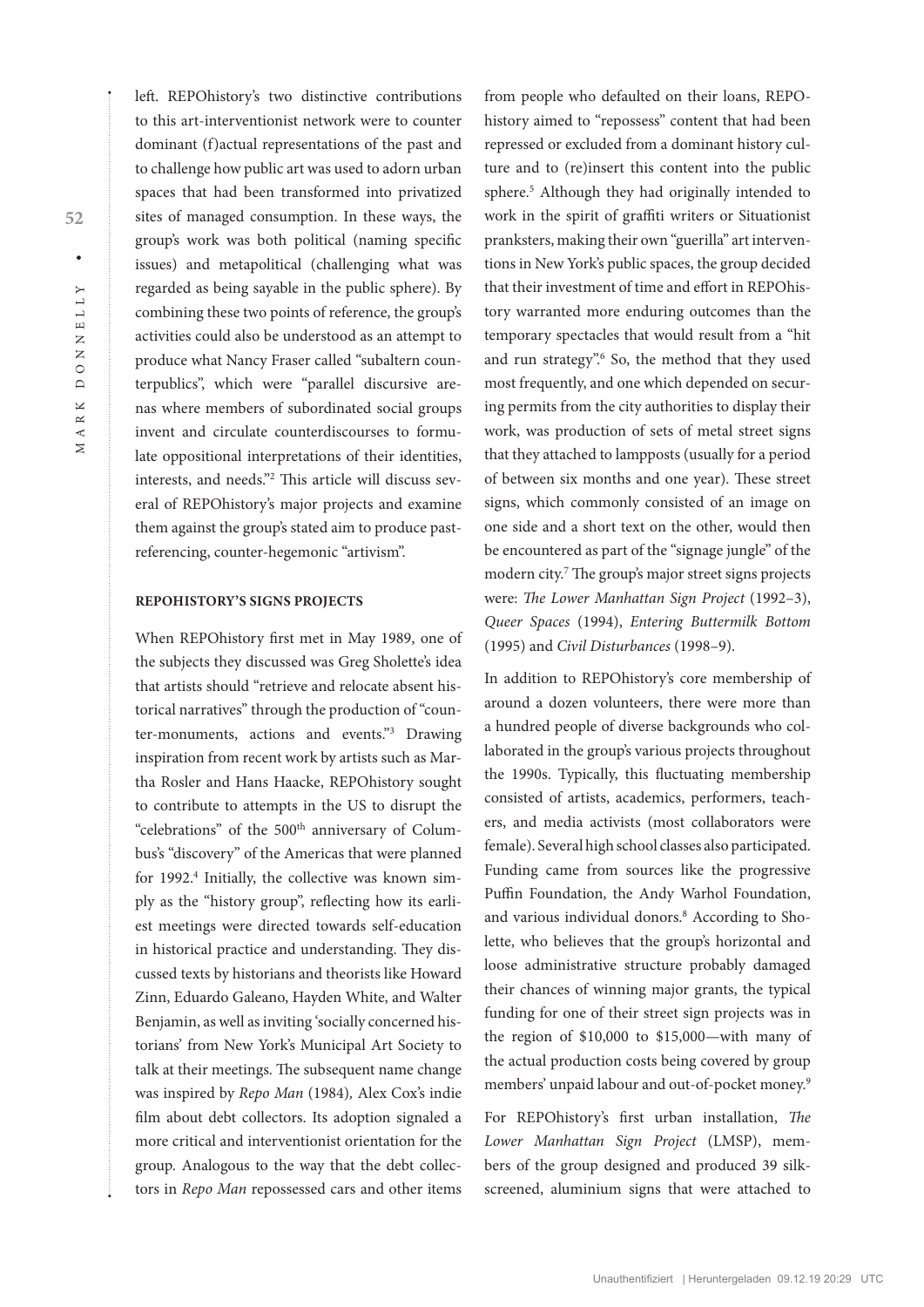left. REPOhistory's two distinctive contributions to this art-interventionist network were to counter dominant (f)actual representations of the past and to challenge how public art was used to adorn urban spaces that had been transformed into privatized sites of managed consumption. In these ways, the group's work was both political (naming specific issues) and metapolitical (challenging what was regarded as being sayable in the public sphere). By combining these two points of reference, the group's activities could also be understood as an attempt to produce what Nancy Fraser called "subaltern counterpublics", which were "parallel discursive arenas where members of subordinated social groups invent and circulate counterdiscourses to formulate oppositional interpretations of their identities, interests, and needs."[2] This article will discuss several of REPOhistory's major projects and examine them against the group's stated aim to produce past-referencing, counter-hegemonic "artivism".

## REPOHISTORY'S SIGNS PROJECTS

When REPOhistory first met in May 1989, one of the subjects they discussed was Greg Sholette's idea that artists should "retrieve and relocate absent historical narratives" through the production of "counter-monuments, actions and events."[3] Drawing inspiration from recent work by artists such as Martha Rosler and Hans Haacke, REPOhistory sought to contribute to attempts in the US to disrupt the "celebrations" of the 500th anniversary of Columbus's "discovery" of the Americas that were planned for 1992.[4] Initially, the collective was known simply as the "history group", reflecting how its earliest meetings were directed towards self-education in historical practice and understanding. They discussed texts by historians and theorists like Howard Zinn, Eduardo Galeano, Hayden White, and Walter Benjamin, as well as inviting 'socially concerned historians' from New York's Municipal Art Society to talk at their meetings. The subsequent name change was inspired by *Repo Man* (1984), Alex Cox's indie film about debt collectors. Its adoption signaled a more critical and interventionist orientation for the group. Analogous to the way that the debt collectors in *Repo Man* repossessed cars and other items from people who defaulted on their loans, REPOhistory aimed to "repossess" content that had been repressed or excluded from a dominant history culture and to (re)insert this content into the public sphere.[5] Although they had originally intended to work in the spirit of graffiti writers or Situationist pranksters, making their own "guerilla" art interventions in New York's public spaces, the group decided that their investment of time and effort in REPOhistory warranted more enduring outcomes than the temporary spectacles that would result from a "hit and run strategy".[6] So, the method that they used most frequently, and one which depended on securing permits from the city authorities to display their work, was production of sets of metal street signs that they attached to lampposts (usually for a period of between six months and one year). These street signs, which commonly consisted of an image on one side and a short text on the other, would then be encountered as part of the "signage jungle" of the modern city.[7] The group's major street signs projects were: *The Lower Manhattan Sign Project* (1992–3), *Queer Spaces* (1994), *Entering Buttermilk Bottom* (1995) and *Civil Disturbances* (1998–9).

In addition to REPOhistory's core membership of around a dozen volunteers, there were more than a hundred people of diverse backgrounds who collaborated in the group's various projects throughout the 1990s. Typically, this fluctuating membership consisted of artists, academics, performers, teachers, and media activists (most collaborators were female). Several high school classes also participated. Funding came from sources like the progressive Puffin Foundation, the Andy Warhol Foundation, and various individual donors.[8] According to Sholette, who believes that the group's horizontal and loose administrative structure probably damaged their chances of winning major grants, the typical funding for one of their street sign projects was in the region of $10,000 to $15,000—with many of the actual production costs being covered by group members' unpaid labour and out-of-pocket money.[9]

For REPOhistory's first urban installation, *The Lower Manhattan Sign Project* (LMSP), members of the group designed and produced 39 silkscreened, aluminium signs that were attached to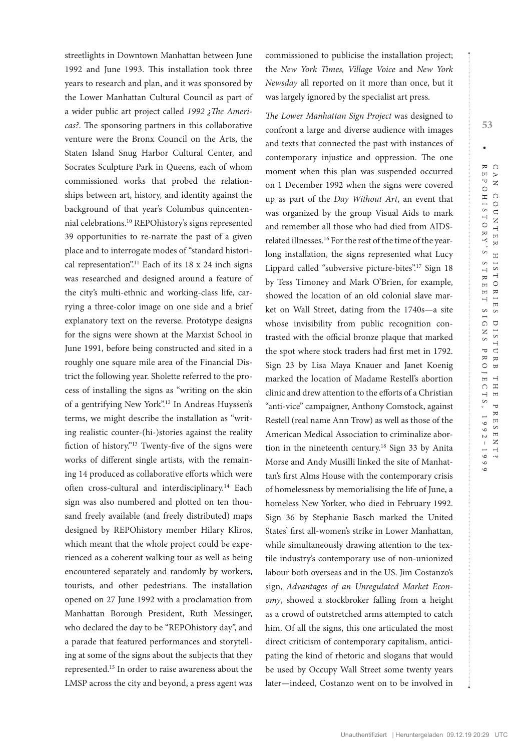streetlights in Downtown Manhattan between June 1992 and June 1993. This installation took three years to research and plan, and it was sponsored by the Lower Manhattan Cultural Council as part of a wider public art project called *1992 ¿The Americas?*. The sponsoring partners in this collaborative venture were the Bronx Council on the Arts, the Staten Island Snug Harbor Cultural Center, and Socrates Sculpture Park in Queens, each of whom commissioned works that probed the relationships between art, history, and identity against the background of that year's Columbus quincentennial celebrations.[10] REPOhistory's signs represented 39 opportunities to re-narrate the past of a given place and to interrogate modes of "standard historical representation".[11] Each of its 18 x 24 inch signs was researched and designed around a feature of the city's multi-ethnic and working-class life, carrying a three-color image on one side and a brief explanatory text on the reverse. Prototype designs for the signs were shown at the Marxist School in June 1991, before being constructed and sited in a roughly one square mile area of the Financial District the following year. Sholette referred to the process of installing the signs as "writing on the skin of a gentrifying New York".[12] In Andreas Huyssen's terms, we might describe the installation as "writing realistic counter-(hi-)stories against the reality fiction of history."[13] Twenty-five of the signs were works of different single artists, with the remaining 14 produced as collaborative efforts which were often cross-cultural and interdisciplinary.[14] Each sign was also numbered and plotted on ten thousand freely available (and freely distributed) maps designed by REPOhistory member Hilary Kliros, which meant that the whole project could be experienced as a coherent walking tour as well as being encountered separately and randomly by workers, tourists, and other pedestrians. The installation opened on 27 June 1992 with a proclamation from Manhattan Borough President, Ruth Messinger, who declared the day to be "REPOhistory day", and a parade that featured performances and storytelling at some of the signs about the subjects that they represented.[15] In order to raise awareness about the LMSP across the city and beyond, a press agent was commissioned to publicise the installation project; the *New York Times, Village Voice* and *New York Newsday* all reported on it more than once, but it was largely ignored by the specialist art press.

*The Lower Manhattan Sign Project* was designed to confront a large and diverse audience with images and texts that connected the past with instances of contemporary injustice and oppression. The one moment when this plan was suspended occurred on 1 December 1992 when the signs were covered up as part of the *Day Without Art*, an event that was organized by the group Visual Aids to mark and remember all those who had died from AIDS-related illnesses.[16] For the rest of the time of the year-long installation, the signs represented what Lucy Lippard called "subversive picture-bites".[17] Sign 18 by Tess Timoney and Mark O'Brien, for example, showed the location of an old colonial slave market on Wall Street, dating from the 1740s—a site whose invisibility from public recognition contrasted with the official bronze plaque that marked the spot where stock traders had first met in 1792. Sign 23 by Lisa Maya Knauer and Janet Koenig marked the location of Madame Restell's abortion clinic and drew attention to the efforts of a Christian "anti-vice" campaigner, Anthony Comstock, against Restell (real name Ann Trow) as well as those of the American Medical Association to criminalize abortion in the nineteenth century.[18] Sign 33 by Anita Morse and Andy Musilli linked the site of Manhattan's first Alms House with the contemporary crisis of homelessness by memorialising the life of June, a homeless New Yorker, who died in February 1992. Sign 36 by Stephanie Basch marked the United States' first all-women's strike in Lower Manhattan, while simultaneously drawing attention to the textile industry's contemporary use of non-unionized labour both overseas and in the US. Jim Costanzo's sign, *Advantages of an Unregulated Market Economy*, showed a stockbroker falling from a height as a crowd of outstretched arms attempted to catch him. Of all the signs, this one articulated the most direct criticism of contemporary capitalism, anticipating the kind of rhetoric and slogans that would be used by Occupy Wall Street some twenty years later—indeed, Costanzo went on to be involved in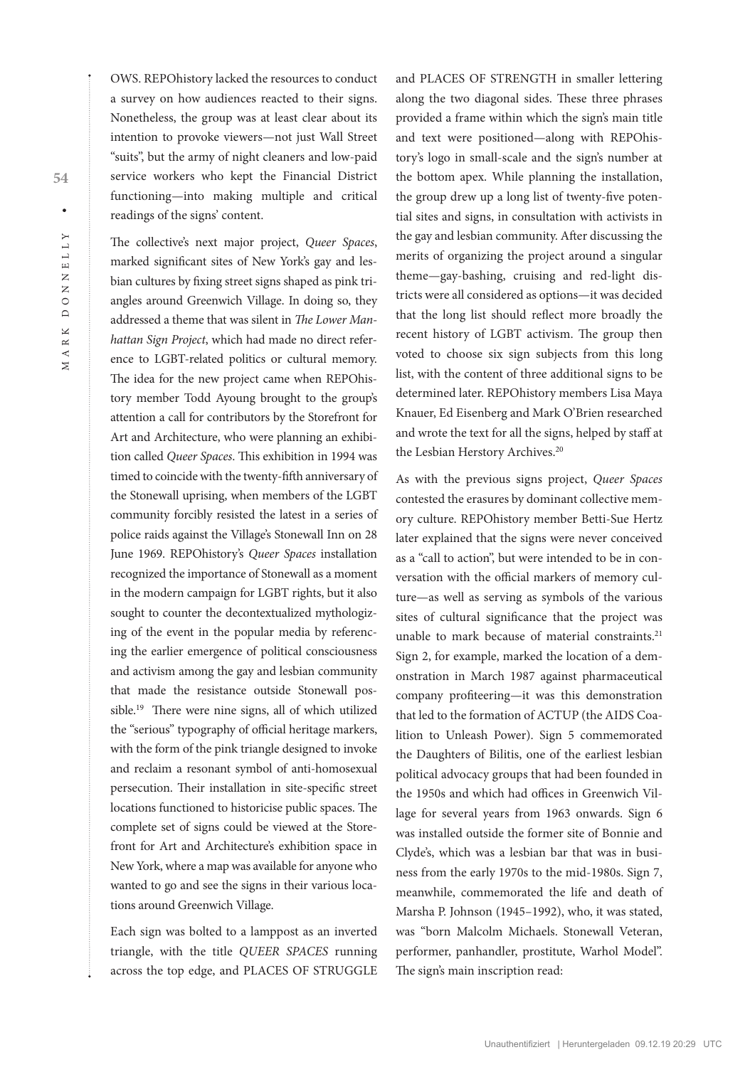OWS. REPOhistory lacked the resources to conduct a survey on how audiences reacted to their signs. Nonetheless, the group was at least clear about its intention to provoke viewers—not just Wall Street "suits", but the army of night cleaners and low-paid service workers who kept the Financial District functioning—into making multiple and critical readings of the signs' content.

The collective's next major project, *Queer Spaces*, marked significant sites of New York's gay and lesbian cultures by fixing street signs shaped as pink triangles around Greenwich Village. In doing so, they addressed a theme that was silent in *The Lower Manhattan Sign Project*, which had made no direct reference to LGBT-related politics or cultural memory. The idea for the new project came when REPOhistory member Todd Ayoung brought to the group's attention a call for contributors by the Storefront for Art and Architecture, who were planning an exhibition called *Queer Spaces*. This exhibition in 1994 was timed to coincide with the twenty-fifth anniversary of the Stonewall uprising, when members of the LGBT community forcibly resisted the latest in a series of police raids against the Village's Stonewall Inn on 28 June 1969. REPOhistory's *Queer Spaces* installation recognized the importance of Stonewall as a moment in the modern campaign for LGBT rights, but it also sought to counter the decontextualized mythologizing of the event in the popular media by referencing the earlier emergence of political consciousness and activism among the gay and lesbian community that made the resistance outside Stonewall possible.[19] There were nine signs, all of which utilized the "serious" typography of official heritage markers, with the form of the pink triangle designed to invoke and reclaim a resonant symbol of anti-homosexual persecution. Their installation in site-specific street locations functioned to historicise public spaces. The complete set of signs could be viewed at the Storefront for Art and Architecture's exhibition space in New York, where a map was available for anyone who wanted to go and see the signs in their various locations around Greenwich Village.

Each sign was bolted to a lamppost as an inverted triangle, with the title *QUEER SPACES* running across the top edge, and PLACES OF STRUGGLE and PLACES OF STRENGTH in smaller lettering along the two diagonal sides. These three phrases provided a frame within which the sign's main title and text were positioned—along with REPOhistory's logo in small-scale and the sign's number at the bottom apex. While planning the installation, the group drew up a long list of twenty-five potential sites and signs, in consultation with activists in the gay and lesbian community. After discussing the merits of organizing the project around a singular theme—gay-bashing, cruising and red-light districts were all considered as options—it was decided that the long list should reflect more broadly the recent history of LGBT activism. The group then voted to choose six sign subjects from this long list, with the content of three additional signs to be determined later. REPOhistory members Lisa Maya Knauer, Ed Eisenberg and Mark O'Brien researched and wrote the text for all the signs, helped by staff at the Lesbian Herstory Archives.[20]

As with the previous signs project, *Queer Spaces* contested the erasures by dominant collective memory culture. REPOhistory member Betti-Sue Hertz later explained that the signs were never conceived as a "call to action", but were intended to be in conversation with the official markers of memory culture—as well as serving as symbols of the various sites of cultural significance that the project was unable to mark because of material constraints.[21] Sign 2, for example, marked the location of a demonstration in March 1987 against pharmaceutical company profiteering—it was this demonstration that led to the formation of ACTUP (the AIDS Coalition to Unleash Power). Sign 5 commemorated the Daughters of Bilitis, one of the earliest lesbian political advocacy groups that had been founded in the 1950s and which had offices in Greenwich Village for several years from 1963 onwards. Sign 6 was installed outside the former site of Bonnie and Clyde's, which was a lesbian bar that was in business from the early 1970s to the mid-1980s. Sign 7, meanwhile, commemorated the life and death of Marsha P. Johnson (1945–1992), who, it was stated, was "born Malcolm Michaels. Stonewall Veteran, performer, panhandler, prostitute, Warhol Model". The sign's main inscription read: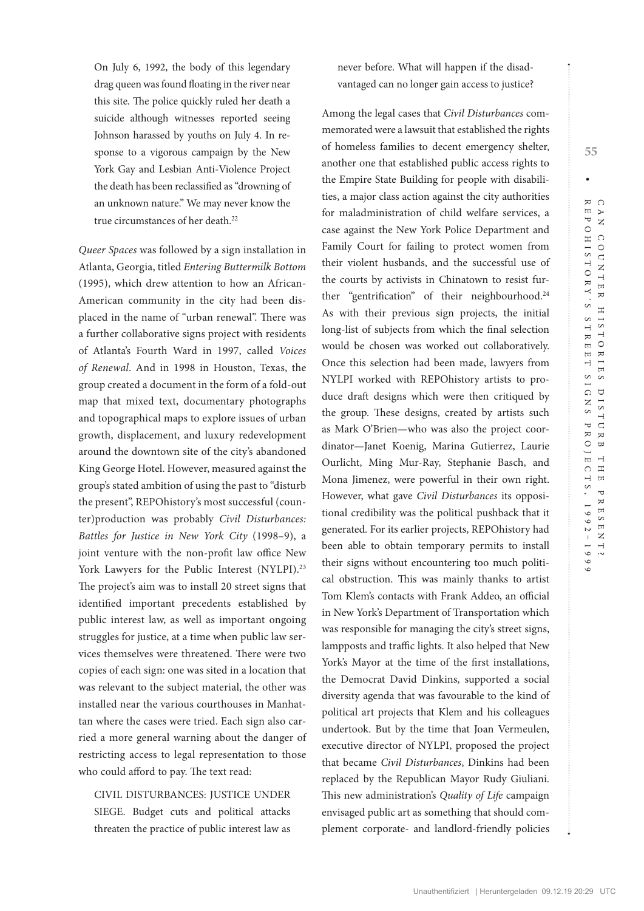On July 6, 1992, the body of this legendary drag queen was found floating in the river near this site. The police quickly ruled her death a suicide although witnesses reported seeing Johnson harassed by youths on July 4. In response to a vigorous campaign by the New York Gay and Lesbian Anti-Violence Project the death has been reclassified as "drowning of an unknown nature." We may never know the true circumstances of her death.[22]

*Queer Spaces* was followed by a sign installation in Atlanta, Georgia, titled *Entering Buttermilk Bottom* (1995), which drew attention to how an African-American community in the city had been displaced in the name of "urban renewal". There was a further collaborative signs project with residents of Atlanta's Fourth Ward in 1997, called *Voices of Renewal*. And in 1998 in Houston, Texas, the group created a document in the form of a fold-out map that mixed text, documentary photographs and topographical maps to explore issues of urban growth, displacement, and luxury redevelopment around the downtown site of the city's abandoned King George Hotel. However, measured against the group's stated ambition of using the past to "disturb the present", REPOhistory's most successful (counter)production was probably *Civil Disturbances: Battles for Justice in New York City* (1998–9), a joint venture with the non-profit law office New York Lawyers for the Public Interest (NYLPI).[23] The project's aim was to install 20 street signs that identified important precedents established by public interest law, as well as important ongoing struggles for justice, at a time when public law services themselves were threatened. There were two copies of each sign: one was sited in a location that was relevant to the subject material, the other was installed near the various courthouses in Manhattan where the cases were tried. Each sign also carried a more general warning about the danger of restricting access to legal representation to those who could afford to pay. The text read:

> CIVIL DISTURBANCES: JUSTICE UNDER SIEGE. Budget cuts and political attacks threaten the practice of public interest law as never before. What will happen if the disadvantaged can no longer gain access to justice?

Among the legal cases that *Civil Disturbances* commemorated were a lawsuit that established the rights of homeless families to decent emergency shelter, another one that established public access rights to the Empire State Building for people with disabilities, a major class action against the city authorities for maladministration of child welfare services, a case against the New York Police Department and Family Court for failing to protect women from their violent husbands, and the successful use of the courts by activists in Chinatown to resist further "gentrification" of their neighbourhood.[24] As with their previous sign projects, the initial long-list of subjects from which the final selection would be chosen was worked out collaboratively. Once this selection had been made, lawyers from NYLPI worked with REPOhistory artists to produce draft designs which were then critiqued by the group. These designs, created by artists such as Mark O'Brien—who was also the project coordinator—Janet Koenig, Marina Gutierrez, Laurie Ourlicht, Ming Mur-Ray, Stephanie Basch, and Mona Jimenez, were powerful in their own right. However, what gave *Civil Disturbances* its oppositional credibility was the political pushback that it generated. For its earlier projects, REPOhistory had been able to obtain temporary permits to install their signs without encountering too much political obstruction. This was mainly thanks to artist Tom Klem's contacts with Frank Addeo, an official in New York's Department of Transportation which was responsible for managing the city's street signs, lampposts and traffic lights. It also helped that New York's Mayor at the time of the first installations, the Democrat David Dinkins, supported a social diversity agenda that was favourable to the kind of political art projects that Klem and his colleagues undertook. But by the time that Joan Vermeulen, executive director of NYLPI, proposed the project that became *Civil Disturbances*, Dinkins had been replaced by the Republican Mayor Rudy Giuliani. This new administration's *Quality of Life* campaign envisaged public art as something that should complement corporate- and landlord-friendly policies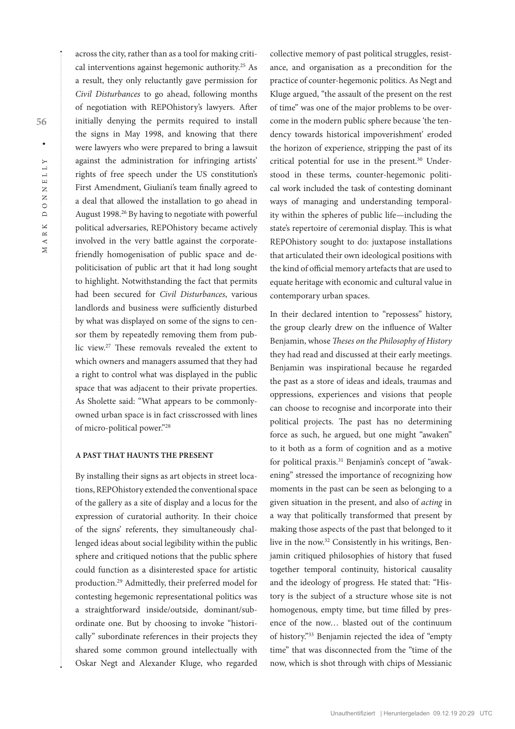across the city, rather than as a tool for making critical interventions against hegemonic authority.[25] As a result, they only reluctantly gave permission for *Civil Disturbances* to go ahead, following months of negotiation with REPOhistory's lawyers. After initially denying the permits required to install the signs in May 1998, and knowing that there were lawyers who were prepared to bring a lawsuit against the administration for infringing artists' rights of free speech under the US constitution's First Amendment, Giuliani's team finally agreed to a deal that allowed the installation to go ahead in August 1998.[26] By having to negotiate with powerful political adversaries, REPOhistory became actively involved in the very battle against the corporate-friendly homogenisation of public space and depoliticisation of public art that it had long sought to highlight. Notwithstanding the fact that permits had been secured for *Civil Disturbances*, various landlords and business were sufficiently disturbed by what was displayed on some of the signs to censor them by repeatedly removing them from public view.[27] These removals revealed the extent to which owners and managers assumed that they had a right to control what was displayed in the public space that was adjacent to their private properties. As Sholette said: "What appears to be commonly-owned urban space is in fact crisscrossed with lines of micro-political power."[28]

### A PAST THAT HAUNTS THE PRESENT

By installing their signs as art objects in street locations, REPOhistory extended the conventional space of the gallery as a site of display and a locus for the expression of curatorial authority. In their choice of the signs' referents, they simultaneously challenged ideas about social legibility within the public sphere and critiqued notions that the public sphere could function as a disinterested space for artistic production.[29] Admittedly, their preferred model for contesting hegemonic representational politics was a straightforward inside/outside, dominant/subordinate one. But by choosing to invoke "historically" subordinate references in their projects they shared some common ground intellectually with Oskar Negt and Alexander Kluge, who regarded collective memory of past political struggles, resistance, and organisation as a precondition for the practice of counter-hegemonic politics. As Negt and Kluge argued, "the assault of the present on the rest of time" was one of the major problems to be overcome in the modern public sphere because 'the tendency towards historical impoverishment' eroded the horizon of experience, stripping the past of its critical potential for use in the present.[30] Understood in these terms, counter-hegemonic political work included the task of contesting dominant ways of managing and understanding temporality within the spheres of public life—including the state's repertoire of ceremonial display. This is what REPOhistory sought to do: juxtapose installations that articulated their own ideological positions with the kind of official memory artefacts that are used to equate heritage with economic and cultural value in contemporary urban spaces.

In their declared intention to "repossess" history, the group clearly drew on the influence of Walter Benjamin, whose *Theses on the Philosophy of History* they had read and discussed at their early meetings. Benjamin was inspirational because he regarded the past as a store of ideas and ideals, traumas and oppressions, experiences and visions that people can choose to recognise and incorporate into their political projects. The past has no determining force as such, he argued, but one might "awaken" to it both as a form of cognition and as a motive for political praxis.[31] Benjamin's concept of "awakening" stressed the importance of recognizing how moments in the past can be seen as belonging to a given situation in the present, and also of *acting* in a way that politically transformed that present by making those aspects of the past that belonged to it live in the now.[32] Consistently in his writings, Benjamin critiqued philosophies of history that fused together temporal continuity, historical causality and the ideology of progress. He stated that: "History is the subject of a structure whose site is not homogenous, empty time, but time filled by presence of the now… blasted out of the continuum of history."[33] Benjamin rejected the idea of "empty time" that was disconnected from the "time of the now, which is shot through with chips of Messianic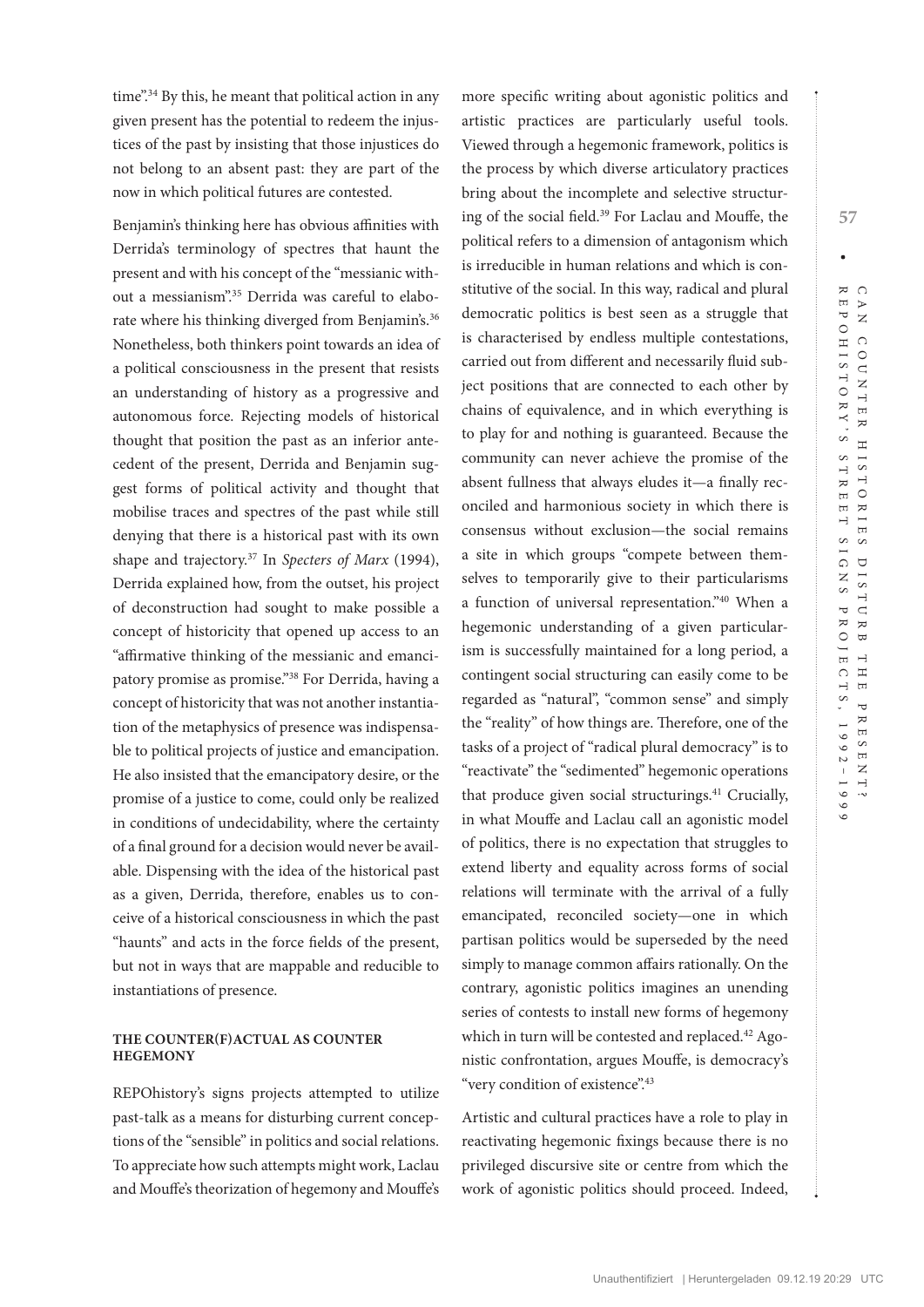time".[34] By this, he meant that political action in any given present has the potential to redeem the injustices of the past by insisting that those injustices do not belong to an absent past: they are part of the now in which political futures are contested.

Benjamin's thinking here has obvious affinities with Derrida's terminology of spectres that haunt the present and with his concept of the "messianic without a messianism".[35] Derrida was careful to elaborate where his thinking diverged from Benjamin's.[36] Nonetheless, both thinkers point towards an idea of a political consciousness in the present that resists an understanding of history as a progressive and autonomous force. Rejecting models of historical thought that position the past as an inferior antecedent of the present, Derrida and Benjamin suggest forms of political activity and thought that mobilise traces and spectres of the past while still denying that there is a historical past with its own shape and trajectory.[37] In *Specters of Marx* (1994), Derrida explained how, from the outset, his project of deconstruction had sought to make possible a concept of historicity that opened up access to an "affirmative thinking of the messianic and emancipatory promise as promise."[38] For Derrida, having a concept of historicity that was not another instantiation of the metaphysics of presence was indispensable to political projects of justice and emancipation. He also insisted that the emancipatory desire, or the promise of a justice to come, could only be realized in conditions of undecidability, where the certainty of a final ground for a decision would never be available. Dispensing with the idea of the historical past as a given, Derrida, therefore, enables us to conceive of a historical consciousness in which the past "haunts" and acts in the force fields of the present, but not in ways that are mappable and reducible to instantiations of presence.

## THE COUNTER(F)ACTUAL AS COUNTER HEGEMONY

REPOhistory's signs projects attempted to utilize past-talk as a means for disturbing current conceptions of the "sensible" in politics and social relations. To appreciate how such attempts might work, Laclau and Mouffe's theorization of hegemony and Mouffe's more specific writing about agonistic politics and artistic practices are particularly useful tools. Viewed through a hegemonic framework, politics is the process by which diverse articulatory practices bring about the incomplete and selective structuring of the social field.[39] For Laclau and Mouffe, the political refers to a dimension of antagonism which is irreducible in human relations and which is constitutive of the social. In this way, radical and plural democratic politics is best seen as a struggle that is characterised by endless multiple contestations, carried out from different and necessarily fluid subject positions that are connected to each other by chains of equivalence, and in which everything is to play for and nothing is guaranteed. Because the community can never achieve the promise of the absent fullness that always eludes it—a finally reconciled and harmonious society in which there is consensus without exclusion—the social remains a site in which groups "compete between themselves to temporarily give to their particularisms a function of universal representation."[40] When a hegemonic understanding of a given particularism is successfully maintained for a long period, a contingent social structuring can easily come to be regarded as "natural", "common sense" and simply the "reality" of how things are. Therefore, one of the tasks of a project of "radical plural democracy" is to "reactivate" the "sedimented" hegemonic operations that produce given social structurings.[41] Crucially, in what Mouffe and Laclau call an agonistic model of politics, there is no expectation that struggles to extend liberty and equality across forms of social relations will terminate with the arrival of a fully emancipated, reconciled society—one in which partisan politics would be superseded by the need simply to manage common affairs rationally. On the contrary, agonistic politics imagines an unending series of contests to install new forms of hegemony which in turn will be contested and replaced.[42] Agonistic confrontation, argues Mouffe, is democracy's "very condition of existence".[43]

Artistic and cultural practices have a role to play in reactivating hegemonic fixings because there is no privileged discursive site or centre from which the work of agonistic politics should proceed. Indeed,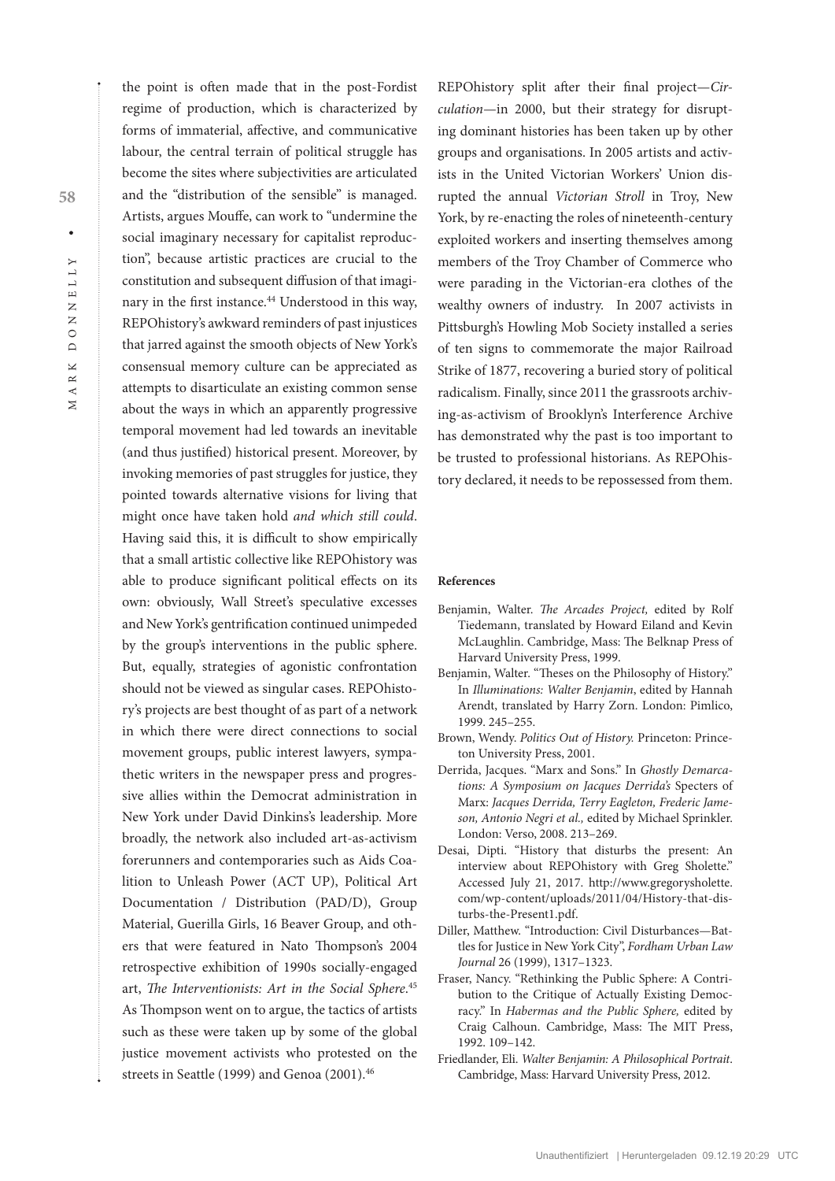the point is often made that in the post-Fordist regime of production, which is characterized by forms of immaterial, affective, and communicative labour, the central terrain of political struggle has become the sites where subjectivities are articulated and the "distribution of the sensible" is managed. Artists, argues Mouffe, can work to "undermine the social imaginary necessary for capitalist reproduction", because artistic practices are crucial to the constitution and subsequent diffusion of that imaginary in the first instance.[44] Understood in this way, REPOhistory's awkward reminders of past injustices that jarred against the smooth objects of New York's consensual memory culture can be appreciated as attempts to disarticulate an existing common sense about the ways in which an apparently progressive temporal movement had led towards an inevitable (and thus justified) historical present. Moreover, by invoking memories of past struggles for justice, they pointed towards alternative visions for living that might once have taken hold *and which still could*. Having said this, it is difficult to show empirically that a small artistic collective like REPOhistory was able to produce significant political effects on its own: obviously, Wall Street's speculative excesses and New York's gentrification continued unimpeded by the group's interventions in the public sphere. But, equally, strategies of agonistic confrontation should not be viewed as singular cases. REPOhistory's projects are best thought of as part of a network in which there were direct connections to social movement groups, public interest lawyers, sympathetic writers in the newspaper press and progressive allies within the Democrat administration in New York under David Dinkins's leadership. More broadly, the network also included art-as-activism forerunners and contemporaries such as Aids Coalition to Unleash Power (ACT UP), Political Art Documentation / Distribution (PAD/D), Group Material, Guerilla Girls, 16 Beaver Group, and others that were featured in Nato Thompson's 2004 retrospective exhibition of 1990s socially-engaged art, *The Interventionists: Art in the Social Sphere*.[45] As Thompson went on to argue, the tactics of artists such as these were taken up by some of the global justice movement activists who protested on the streets in Seattle (1999) and Genoa (2001).[46]

REPOhistory split after their final project—*Circulation*—in 2000, but their strategy for disrupting dominant histories has been taken up by other groups and organisations. In 2005 artists and activists in the United Victorian Workers' Union disrupted the annual *Victorian Stroll* in Troy, New York, by re-enacting the roles of nineteenth-century exploited workers and inserting themselves among members of the Troy Chamber of Commerce who were parading in the Victorian-era clothes of the wealthy owners of industry. In 2007 activists in Pittsburgh's Howling Mob Society installed a series of ten signs to commemorate the major Railroad Strike of 1877, recovering a buried story of political radicalism. Finally, since 2011 the grassroots archiving-as-activism of Brooklyn's Interference Archive has demonstrated why the past is too important to be trusted to professional historians. As REPOhistory declared, it needs to be repossessed from them.

**References**

Benjamin, Walter. *The Arcades Project,* edited by Rolf Tiedemann, translated by Howard Eiland and Kevin McLaughlin. Cambridge, Mass: The Belknap Press of Harvard University Press, 1999.

Benjamin, Walter. "Theses on the Philosophy of History." In *Illuminations: Walter Benjamin*, edited by Hannah Arendt, translated by Harry Zorn. London: Pimlico, 1999. 245–255.

Brown, Wendy. *Politics Out of History.* Princeton: Princeton University Press, 2001.

Derrida, Jacques. "Marx and Sons." In *Ghostly Demarcations: A Symposium on Jacques Derrida's* Specters of Marx: *Jacques Derrida, Terry Eagleton, Frederic Jameson, Antonio Negri et al.,* edited by Michael Sprinkler. London: Verso, 2008. 213–269.

Desai, Dipti. "History that disturbs the present: An interview about REPOhistory with Greg Sholette." Accessed July 21, 2017. http://www.gregorysholette.com/wp-content/uploads/2011/04/History-that-disturbs-the-Present1.pdf.

Diller, Matthew. "Introduction: Civil Disturbances—Battles for Justice in New York City", *Fordham Urban Law Journal* 26 (1999), 1317–1323.

Fraser, Nancy. "Rethinking the Public Sphere: A Contribution to the Critique of Actually Existing Democracy." In *Habermas and the Public Sphere,* edited by Craig Calhoun. Cambridge, Mass: The MIT Press, 1992. 109–142.

Friedlander, Eli. *Walter Benjamin: A Philosophical Portrait*. Cambridge, Mass: Harvard University Press, 2012.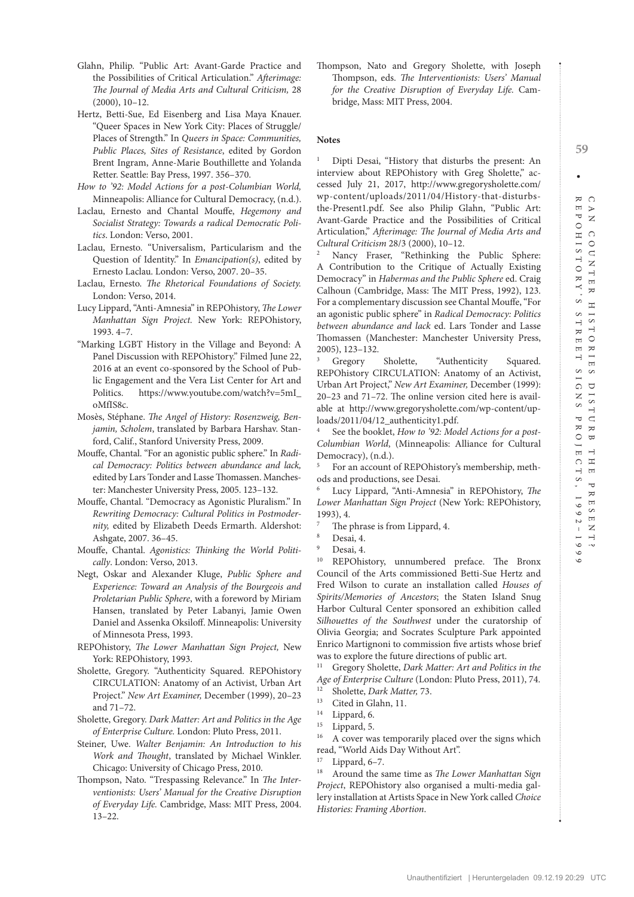Glahn, Philip. "Public Art: Avant-Garde Practice and the Possibilities of Critical Articulation." *Afterimage: The Journal of Media Arts and Cultural Criticism,* 28 (2000), 10–12.

Hertz, Betti-Sue, Ed Eisenberg and Lisa Maya Knauer. "Queer Spaces in New York City: Places of Struggle/Places of Strength." In *Queers in Space: Communities, Public Places, Sites of Resistance*, edited by Gordon Brent Ingram, Anne-Marie Bouthillette and Yolanda Retter. Seattle: Bay Press, 1997. 356–370.

*How to '92: Model Actions for a post-Columbian World,* Minneapolis: Alliance for Cultural Democracy, (n.d.).

Laclau, Ernesto and Chantal Mouffe, *Hegemony and Socialist Strategy: Towards a radical Democratic Politics*. London: Verso, 2001.

Laclau, Ernesto. "Universalism, Particularism and the Question of Identity." In *Emancipation(s)*, edited by Ernesto Laclau. London: Verso, 2007. 20–35.

Laclau, Ernesto. *The Rhetorical Foundations of Society.* London: Verso, 2014.

Lucy Lippard, "Anti-Amnesia" in REPOhistory, *The Lower Manhattan Sign Project.* New York: REPOhistory, 1993. 4–7.

"Marking LGBT History in the Village and Beyond: A Panel Discussion with REPOhistory." Filmed June 22, 2016 at an event co-sponsored by the School of Public Engagement and the Vera List Center for Art and Politics. https://www.youtube.com/watch?v=5mI_oMfIS8c.

Mosès, Stéphane. *The Angel of History: Rosenzweig, Benjamin, Scholem*, translated by Barbara Harshav. Stanford, Calif., Stanford University Press, 2009.

Mouffe, Chantal. "For an agonistic public sphere." In *Radical Democracy: Politics between abundance and lack,* edited by Lars Tonder and Lasse Thomassen. Manchester: Manchester University Press, 2005. 123–132.

Mouffe, Chantal. "Democracy as Agonistic Pluralism." In *Rewriting Democracy: Cultural Politics in Postmodernity,* edited by Elizabeth Deeds Ermarth. Aldershot: Ashgate, 2007. 36–45.

Mouffe, Chantal. *Agonistics: Thinking the World Politically*. London: Verso, 2013.

Negt, Oskar and Alexander Kluge, *Public Sphere and Experience: Toward an Analysis of the Bourgeois and Proletarian Public Sphere*, with a foreword by Miriam Hansen, translated by Peter Labanyi, Jamie Owen Daniel and Assenka Oksiloff. Minneapolis: University of Minnesota Press, 1993.

REPOhistory, *The Lower Manhattan Sign Project,* New York: REPOhistory, 1993.

Sholette, Gregory. "Authenticity Squared. REPOhistory CIRCULATION: Anatomy of an Activist, Urban Art Project." *New Art Examiner,* December (1999), 20–23 and 71–72.

Sholette, Gregory. *Dark Matter: Art and Politics in the Age of Enterprise Culture.* London: Pluto Press, 2011.

Steiner, Uwe. *Walter Benjamin: An Introduction to his Work and Thought*, translated by Michael Winkler. Chicago: University of Chicago Press, 2010.

Thompson, Nato. "Trespassing Relevance." In *The Interventionists: Users' Manual for the Creative Disruption of Everyday Life.* Cambridge, Mass: MIT Press, 2004. 13–22.

Thompson, Nato and Gregory Sholette, with Joseph Thompson, eds. *The Interventionists: Users' Manual for the Creative Disruption of Everyday Life.* Cambridge, Mass: MIT Press, 2004.

## Notes

[1] Dipti Desai, "History that disturbs the present: An interview about REPOhistory with Greg Sholette," accessed July 21, 2017, http://www.gregorysholette.com/wp-content/uploads/2011/04/History-that-disturbs-the-Present1.pdf. See also Philip Glahn, "Public Art: Avant-Garde Practice and the Possibilities of Critical Articulation," *Afterimage: The Journal of Media Arts and Cultural Criticism* 28/3 (2000), 10–12.

[2] Nancy Fraser, "Rethinking the Public Sphere: A Contribution to the Critique of Actually Existing Democracy" in *Habermas and the Public Sphere* ed. Craig Calhoun (Cambridge, Mass: The MIT Press, 1992), 123. For a complementary discussion see Chantal Mouffe, "For an agonistic public sphere" in *Radical Democracy: Politics between abundance and lack* ed. Lars Tonder and Lasse Thomassen (Manchester: Manchester University Press, 2005), 123–132.

[3] Gregory Sholette, "Authenticity Squared. REPOhistory CIRCULATION: Anatomy of an Activist, Urban Art Project," *New Art Examiner,* December (1999): 20–23 and 71–72. The online version cited here is available at http://www.gregorysholette.com/wp-content/uploads/2011/04/12_authenticity1.pdf.

[4] See the booklet, *How to '92: Model Actions for a post-Columbian World*, (Minneapolis: Alliance for Cultural Democracy), (n.d.).

[5] For an account of REPOhistory's membership, methods and productions, see Desai.

[6] Lucy Lippard, "Anti-Amnesia" in REPOhistory, *The Lower Manhattan Sign Project* (New York: REPOhistory, 1993), 4.

[7] The phrase is from Lippard, 4.

[8] Desai, 4.

[9] Desai, 4.

[10] REPOhistory, unnumbered preface. The Bronx Council of the Arts commissioned Betti-Sue Hertz and Fred Wilson to curate an installation called *Houses of Spirits/Memories of Ancestors*; the Staten Island Snug Harbor Cultural Center sponsored an exhibition called *Silhouettes of the Southwest* under the curatorship of Olivia Georgia; and Socrates Sculpture Park appointed Enrico Martignoni to commission five artists whose brief was to explore the future directions of public art.

[11] Gregory Sholette, *Dark Matter: Art and Politics in the Age of Enterprise Culture* (London: Pluto Press, 2011), 74.

[12] Sholette, *Dark Matter,* 73.

[13] Cited in Glahn, 11.

[14] Lippard, 6.

[15] Lippard, 5.

[16] A cover was temporarily placed over the signs which read, "World Aids Day Without Art".

[17] Lippard, 6–7.

[18] Around the same time as *The Lower Manhattan Sign Project*, REPOhistory also organised a multi-media gallery installation at Artists Space in New York called *Choice Histories: Framing Abortion*.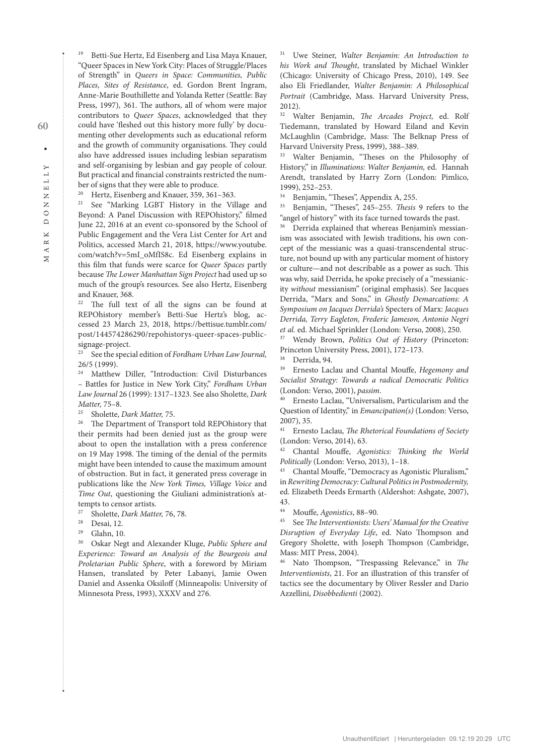[19] Betti-Sue Hertz, Ed Eisenberg and Lisa Maya Knauer, "Queer Spaces in New York City: Places of Struggle/Places of Strength" in *Queers in Space: Communities, Public Places, Sites of Resistance*, ed. Gordon Brent Ingram, Anne-Marie Bouthillette and Yolanda Retter (Seattle: Bay Press, 1997), 361. The authors, all of whom were major contributors to *Queer Spaces*, acknowledged that they could have 'fleshed out this history more fully' by documenting other developments such as educational reform and the growth of community organisations. They could also have addressed issues including lesbian separatism and self-organising by lesbian and gay people of colour. But practical and financial constraints restricted the number of signs that they were able to produce.

[20] Hertz, Eisenberg and Knauer, 359, 361–363.

[21] See "Marking LGBT History in the Village and Beyond: A Panel Discussion with REPOhistory," filmed June 22, 2016 at an event co-sponsored by the School of Public Engagement and the Vera List Center for Art and Politics, accessed March 21, 2018, https://www.youtube.com/watch?v=5mI_oMfIS8c. Ed Eisenberg explains in this film that funds were scarce for *Queer Spaces* partly because *The Lower Manhattan Sign Project* had used up so much of the group's resources. See also Hertz, Eisenberg and Knauer, 368.

[22] The full text of all the signs can be found at REPOhistory member's Betti-Sue Hertz's blog, accessed 23 March 23, 2018, https://bettisue.tumblr.com/post/144574286290/repohistorys-queer-spaces-public-signage-project.

[23] See the special edition of *Fordham Urban Law Journal,* 26/5 (1999).

[24] Matthew Diller, "Introduction: Civil Disturbances – Battles for Justice in New York City," *Fordham Urban Law Journal* 26 (1999): 1317–1323. See also Sholette, *Dark Matter,* 75–8.

[25] Sholette, *Dark Matter,* 75.

[26] The Department of Transport told REPOhistory that their permits had been denied just as the group were about to open the installation with a press conference on 19 May 1998. The timing of the denial of the permits might have been intended to cause the maximum amount of obstruction. But in fact, it generated press coverage in publications like the *New York Times, Village Voice* and *Time Out*, questioning the Giuliani administration's attempts to censor artists.

[27] Sholette, *Dark Matter,* 76, 78.

[28] Desai, 12.

[29] Glahn, 10.

[30] Oskar Negt and Alexander Kluge, *Public Sphere and Experience: Toward an Analysis of the Bourgeois and Proletarian Public Sphere*, with a foreword by Miriam Hansen, translated by Peter Labanyi, Jamie Owen Daniel and Assenka Oksiloff (Minneapolis: University of Minnesota Press, 1993), XXXV and 276.

[31] Uwe Steiner, *Walter Benjamin: An Introduction to his Work and Thought*, translated by Michael Winkler (Chicago: University of Chicago Press, 2010), 149. See also Eli Friedlander, *Walter Benjamin: A Philosophical Portrait* (Cambridge, Mass. Harvard University Press, 2012).

[32] Walter Benjamin, *The Arcades Project,* ed. Rolf Tiedemann, translated by Howard Eiland and Kevin McLaughlin (Cambridge, Mass: The Belknap Press of Harvard University Press, 1999), 388–389.

[33] Walter Benjamin, "Theses on the Philosophy of History," in *Illuminations: Walter Benjamin,* ed. Hannah Arendt, translated by Harry Zorn (London: Pimlico, 1999), 252–253.

[34] Benjamin, "Theses", Appendix A, 255.

[35] Benjamin, "Theses", 245–255. *Thesis* 9 refers to the "angel of history" with its face turned towards the past.

[36] Derrida explained that whereas Benjamin's messianism was associated with Jewish traditions, his own concept of the messianic was a quasi-transcendental structure, not bound up with any particular moment of history or culture—and not describable as a power as such. This was why, said Derrida, he spoke precisely of a "messianicity *without* messianism" (original emphasis). See Jacques Derrida, "Marx and Sons," in *Ghostly Demarcations: A Symposium on Jacques Derrida's* Specters of Marx: *Jacques Derrida, Terry Eagleton, Frederic Jameson, Antonio Negri et al.* ed. Michael Sprinkler (London: Verso, 2008), 250.

[37] Wendy Brown, *Politics Out of History* (Princeton: Princeton University Press, 2001), 172–173.

[38] Derrida, 94.

[39] Ernesto Laclau and Chantal Mouffe, *Hegemony and Socialist Strategy: Towards a radical Democratic Politics* (London: Verso, 2001), *passim*.

[40] Ernesto Laclau, "Universalism, Particularism and the Question of Identity," in *Emancipation(s)* (London: Verso, 2007), 35.

[41] Ernesto Laclau, *The Rhetorical Foundations of Society* (London: Verso, 2014), 63.

[42] Chantal Mouffe, *Agonistics: Thinking the World Politically* (London: Verso, 2013), 1–18.

[43] Chantal Mouffe, "Democracy as Agonistic Pluralism," in *Rewriting Democracy: Cultural Politics in Postmodernity,* ed. Elizabeth Deeds Ermarth (Aldershot: Ashgate, 2007), 43.

[44] Mouffe, *Agonistics*, 88–90.

[45] See *The Interventionists: Users' Manual for the Creative Disruption of Everyday Life*, ed. Nato Thompson and Gregory Sholette, with Joseph Thompson (Cambridge, Mass: MIT Press, 2004).

[46] Nato Thompson, "Trespassing Relevance," in *The Interventionists*, 21. For an illustration of this transfer of tactics see the documentary by Oliver Ressler and Dario Azzellini, *Disobbedienti* (2002).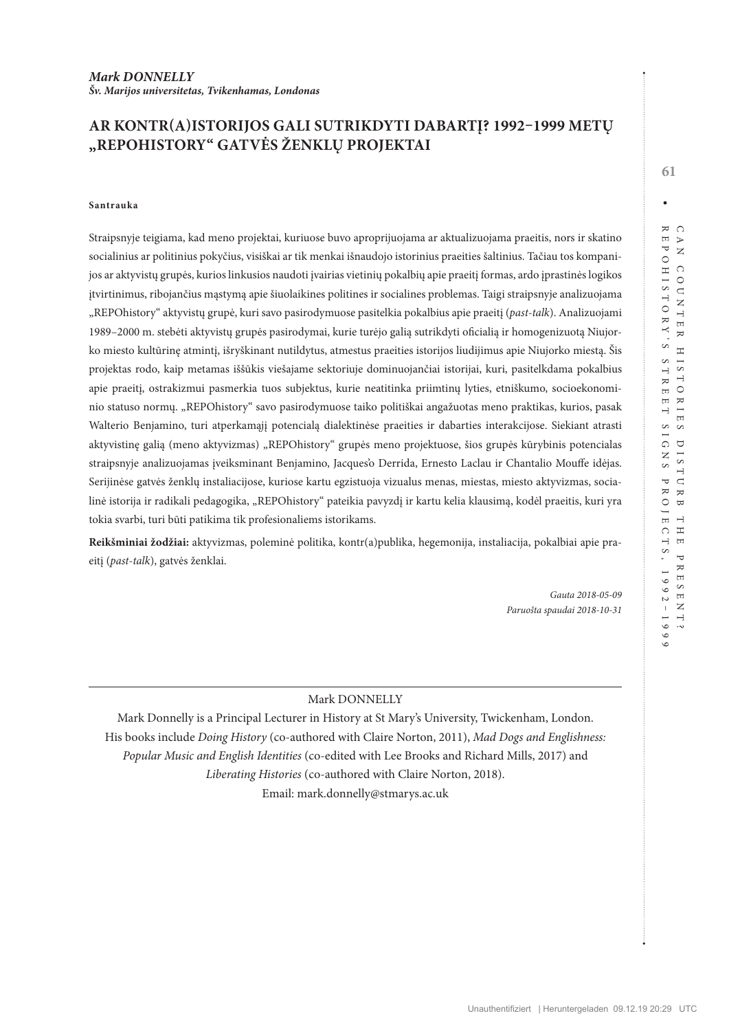***Mark DONNELLY***
***Šv. Marijos universitetas, Tvikenhamas, Londonas***

## AR KONTR(A)ISTORIJOS GALI SUTRIKDYTI DABARTĮ? 1992–1999 METŲ „REPOHISTORY" GATVĖS ŽENKLŲ PROJEKTAI

**Santrauka**

Straipsnyje teigiama, kad meno projektai, kuriuose buvo aproprijuojama ar aktualizuojama praeitis, nors ir skatino socialinius ar politinius pokyčius, visiškai ar tik menkai išnaudojo istorinius praeities šaltinius. Tačiau tos kompanijos ar aktyvistų grupės, kurios linkusios naudoti įvairias vietinių pokalbių apie praeitį formas, ardo įprastinės logikos įtvirtinimus, ribojančius mąstymą apie šiuolaikines politines ir socialines problemas. Taigi straipsnyje analizuojama „REPOhistory" aktyvistų grupė, kuri savo pasirodymuose pasitelkia pokalbius apie praeitį (*past-talk*). Analizuojami 1989–2000 m. stebėti aktyvistų grupės pasirodymai, kurie turėjo galią sutrikdyti oficialią ir homogenizuotą Niujorko miesto kultūrinę atmintį, išryškinant nutildytus, atmestus praeities istorijos liudijimus apie Niujorko miestą. Šis projektas rodo, kaip metamas iššūkis viešajame sektoriuje dominuojančiai istorijai, kuri, pasitelkdama pokalbius apie praeitį, ostrakizmui pasmerkia tuos subjektus, kurie neatitinka priimtinų lyties, etniškumo, socioekonominio statuso normų. „REPOhistory" savo pasirodymuose taiko politiškai angažuotas meno praktikas, kurios, pasak Walterio Benjamino, turi atperkamąjį potencialą dialektinėse praeities ir dabarties interakcijose. Siekiant atrasti aktyvistinę galią (meno aktyvizmas) „REPOhistory" grupės meno projektuose, šios grupės kūrybinis potencialas straipsnyje analizuojamas įveiksminant Benjamino, Jacques'o Derrida, Ernesto Laclau ir Chantalio Mouffe idėjas. Serijinėse gatvės ženklų instaliacijose, kuriose kartu egzistuoja vizualus menas, miestas, miesto aktyvizmas, socialinė istorija ir radikali pedagogika, „REPOhistory" pateikia pavyzdį ir kartu kelia klausimą, kodėl praeitis, kuri yra tokia svarbi, turi būti patikima tik profesionaliems istorikams.

**Reikšminiai žodžiai:** aktyvizmas, poleminė politika, kontr(a)publika, hegemonija, instaliacija, pokalbiai apie praeitį (*past-talk*), gatvės ženklai.

*Gauta 2018-05-09*
*Paruošta spaudai 2018-10-31*

---

Mark DONNELLY

Mark Donnelly is a Principal Lecturer in History at St Mary's University, Twickenham, London. His books include *Doing History* (co-authored with Claire Norton, 2011), *Mad Dogs and Englishness: Popular Music and English Identities* (co-edited with Lee Brooks and Richard Mills, 2017) and *Liberating Histories* (co-authored with Claire Norton, 2018).
Email: mark.donnelly@stmarys.ac.uk